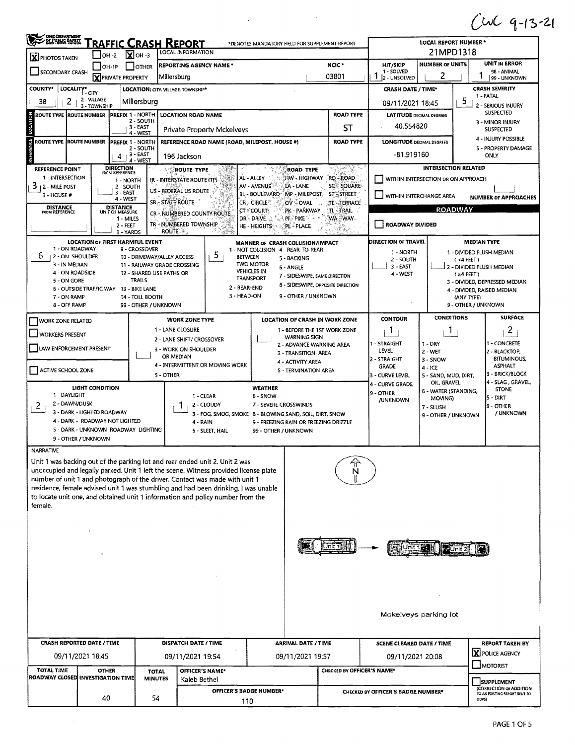CWC 9-13-21

# TRAFFIC CRASH REPORT

*DENOTES MANDATORY FIELD FOR SUPPLEMENT REPORT

| | |
|---|---|
| [X] PHOTOS TAKEN | [ ] OH-2 [X] OH-3 [ ] OH-1P [ ] OTHER |
| [ ] SECONDARY CRASH | [X] PRIVATE PROPERTY |
| LOCAL INFORMATION | |
| REPORTING AGENCY NAME* | Millersburg |
| NCIC* | 03801 |
| LOCAL REPORT NUMBER* | 21MPD1318 |
| HIT/SKIP (1 - SOLVED, 2 - UNSOLVED) | 1 |
| NUMBER OF UNITS | 2 |
| UNIT IN ERROR (98 - ANIMAL, 99 - UNKNOWN) | 1 |
| COUNTY* | 38 |
| LOCALITY* (1 - CITY, 2 - VILLAGE, 3 - TOWNSHIP) | 2 |
| LOCATION: CITY, VILLAGE, TOWNSHIP* | Millersburg |
| CRASH DATE / TIME* | 09/11/2021 18:45 |
| CRASH SEVERITY (1 - FATAL, 2 - SERIOUS INJURY SUSPECTED, 3 - MINOR INJURY SUSPECTED, 4 - INJURY POSSIBLE, 5 - PROPERTY DAMAGE ONLY) | 5 |

## LOCATION

| ROUTE TYPE | ROUTE NUMBER | PREFIX (1 - NORTH, 2 - SOUTH, 3 - EAST, 4 - WEST) | LOCATION ROAD NAME | ROAD TYPE | LATITUDE DECIMAL DEGREES |
|---|---|---|---|---|---|
| | | | Private Property Mckelveys | ST | 40.554820 |

## REFERENCE

| ROUTE TYPE | ROUTE NUMBER | PREFIX (1 - NORTH, 2 - SOUTH, 3 - EAST, 4 - WEST) | REFERENCE ROAD NAME (ROAD, MILEPOST, HOUSE #) | ROAD TYPE | LONGITUDE DECIMAL DEGREES |
|---|---|---|---|---|---|
| | | 4 | 196 Jackson | | -81.919160 |

| Field | Value |
|---|---|
| REFERENCE POINT (1 - INTERSECTION, 2 - MILE POST, 3 - HOUSE #) | 3 |
| DIRECTION FROM REFERENCE (1 - NORTH, 2 - SOUTH, 3 - EAST, 4 - WEST) | |
| DISTANCE FROM REFERENCE | |
| DISTANCE UNIT OF MEASURE (1 - MILES, 2 - FEET, 3 - YARDS) | |

ROUTE TYPE: IR - INTERSTATE ROUTE (TP), US - FEDERAL US ROUTE, SR - STATE ROUTE, CR - NUMBERED COUNTY ROUTE, TR - NUMBERED TOWNSHIP ROUTE

ROAD TYPE: AL - ALLEY, AV - AVENUE, BL - BOULEVARD, CR - CIRCLE, CT - COURT, DR - DRIVE, HE - HEIGHTS, HW - HIGHWAY, LA - LANE, MP - MILEPOST, OV - OVAL, PK - PARKWAY, PI - PIKE, PL - PLACE, RD - ROAD, SQ - SQUARE, ST - STREET, TE - TERRACE, TL - TRAIL, WA - WAY

INTERSECTION RELATED: [ ] WITHIN INTERSECTION OR ON APPROACH; [ ] WITHIN INTERCHANGE AREA; NUMBER OF APPROACHES:

### ROADWAY

[ ] ROADWAY DIVIDED

| Field | Value |
|---|---|
| LOCATION OF FIRST HARMFUL EVENT (1 - ON ROADWAY, 2 - ON SHOULDER, 3 - IN MEDIAN, 4 - ON ROADSIDE, 5 - ON GORE, 6 - OUTSIDE TRAFFIC WAY, 7 - ON RAMP, 8 - OFF RAMP, 9 - CROSSOVER, 10 - DRIVEWAY/ALLEY ACCESS, 11 - RAILWAY GRADE CROSSING, 12 - SHARED USE PATHS OR TRAILS, 13 - BIKE LANE, 14 - TOLL BOOTH, 99 - OTHER / UNKNOWN) | 6 |
| MANNER OF CRASH COLLISION/IMPACT (1 - NOT COLLISION BETWEEN TWO MOTOR VEHICLES IN TRANSPORT, 2 - REAR-END, 3 - HEAD-ON, 4 - REAR-TO-REAR, 5 - BACKING, 6 - ANGLE, 7 - SIDESWIPE, SAME DIRECTION, 8 - SIDESWIPE, OPPOSITE DIRECTION, 9 - OTHER / UNKNOWN) | 5 |
| DIRECTION OF TRAVEL (1 - NORTH, 2 - SOUTH, 3 - EAST, 4 - WEST) | |
| MEDIAN TYPE (1 - DIVIDED FLUSH MEDIAN (<4 FEET), 2 - DIVIDED FLUSH MEDIAN (≥4 FEET), 3 - DIVIDED, DEPRESSED MEDIAN, 4 - DIVIDED, RAISED MEDIAN (ANY TYPE), 9 - OTHER / UNKNOWN) | |

| Field | Value |
|---|---|
| [ ] WORK ZONE RELATED | |
| [ ] WORKERS PRESENT | |
| [ ] LAW ENFORCEMENT PRESENT | |
| [ ] ACTIVE SCHOOL ZONE | |
| WORK ZONE TYPE (1 - LANE CLOSURE, 2 - LANE SHIFT/ CROSSOVER, 3 - WORK ON SHOULDER OR MEDIAN, 4 - INTERMITTENT OR MOVING WORK, 5 - OTHER) | |
| LOCATION OF CRASH IN WORK ZONE (1 - BEFORE THE 1ST WORK ZONE WARNING SIGN, 2 - ADVANCE WARNING AREA, 3 - TRANSITION AREA, 4 - ACTIVITY AREA, 5 - TERMINATION AREA) | |
| CONTOUR (1 - STRAIGHT LEVEL, 2 - STRAIGHT GRADE, 3 - CURVE LEVEL, 4 - CURVE GRADE, 9 - OTHER /UNKNOWN) | 1 |
| CONDITIONS (1 - DRY, 2 - WET, 3 - SNOW, 4 - ICE, 5 - SAND, MUD, DIRT, OIL, GRAVEL, 6 - WATER (STANDING, MOVING), 7 - SLUSH, 9 - OTHER / UNKNOWN) | 1 |
| SURFACE (1 - CONCRETE, 2 - BLACKTOP, BITUMINOUS, ASPHALT, 3 - BRICK/BLOCK, 4 - SLAG, GRAVEL, STONE, 5 - DIRT, 9 - OTHER / UNKNOWN) | 2 |
| LIGHT CONDITION (1 - DAYLIGHT, 2 - DAWN/DUSK, 3 - DARK - LIGHTED ROADWAY, 4 - DARK - ROADWAY NOT LIGHTED, 5 - DARK - UNKNOWN ROADWAY LIGHTING, 9 - OTHER / UNKNOWN) | 2 |
| WEATHER (1 - CLEAR, 2 - CLOUDY, 3 - FOG, SMOG, SMOKE, 4 - RAIN, 5 - SLEET, HAIL, 6 - SNOW, 7 - SEVERE CROSSWINDS, 8 - BLOWING SAND, SOIL, DIRT, SNOW, 9 - FREEZING RAIN OR FREEZING DRIZZLE, 99 - OTHER / UNKNOWN) | 1 |

## NARRATIVE

Unit 1 was backing out of the parking lot and rear ended unit 2. Unit 2 was unoccupied and legally parked. Unit 1 left the scene. Witness provided license plate number of unit 1 and photograph of the driver. Contact was made with unit 1 residence, female advised unit 1 was stumbling and had been drinking. I was unable to locate unit one, and obtained unit 1 information and policy number from the female.

N

Unit 1 → Unit 1 Unit 2

Mckelveys parking lot

| CRASH REPORTED DATE / TIME | DISPATCH DATE / TIME | ARRIVAL DATE / TIME | SCENE CLEARED DATE / TIME | REPORT TAKEN BY |
|---|---|---|---|---|
| 09/11/2021 18:45 | 09/11/2021 19:54 | 09/11/2021 19:57 | 09/11/2021 20:08 | [X] POLICE AGENCY [ ] MOTORIST |

| TOTAL TIME ROADWAY CLOSED | OTHER INVESTIGATION TIME | TOTAL MINUTES | OFFICER'S NAME* | OFFICER'S BADGE NUMBER* | CHECKED BY OFFICER'S NAME* | CHECKED BY OFFICER'S BADGE NUMBER* | |
|---|---|---|---|---|---|---|---|
| | 40 | 54 | Kaleb Bethel | 110 | | | [ ] SUPPLEMENT (CORRECTION OR ADDITION TO AN EXISTING REPORT SENT TO ODPS) |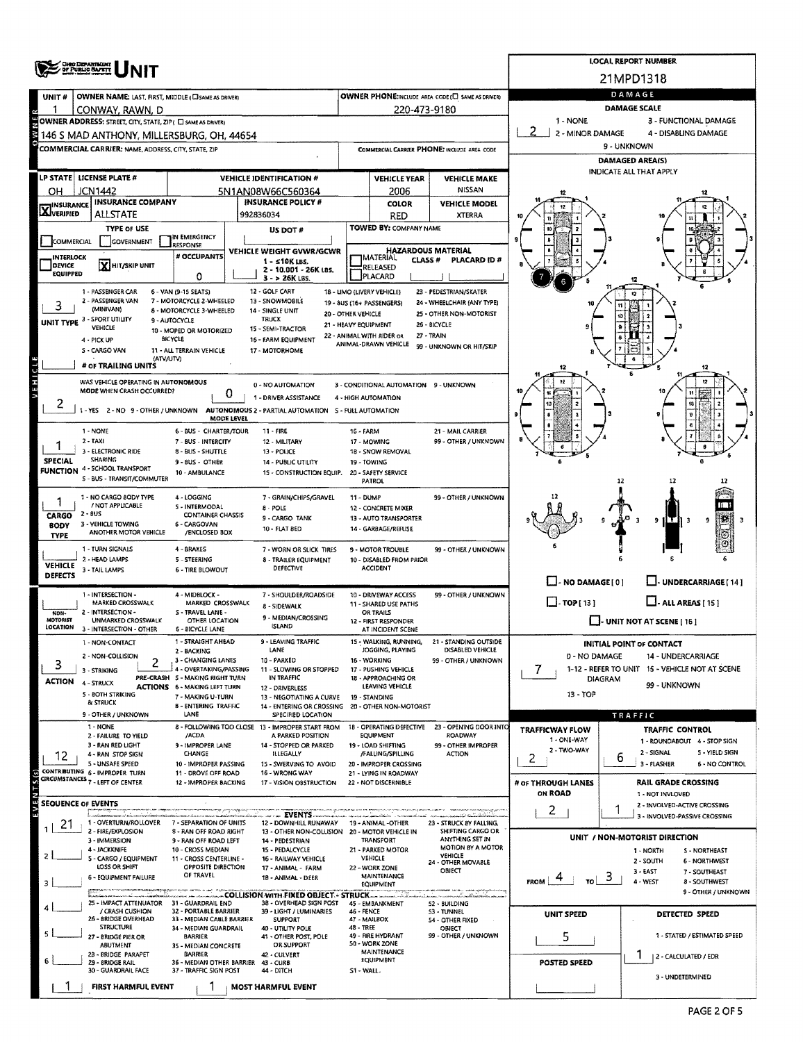# UNIT

**LOCAL REPORT NUMBER:** 21MPD1318

## OWNER

| UNIT # | OWNER NAME: LAST, FIRST, MIDDLE (☐ SAME AS DRIVER) | OWNER PHONE: INCLUDE AREA CODE (☐ SAME AS DRIVER) |
|---|---|---|
| 1 | CONWAY, RAWN, D | 220-473-9180 |

**OWNER ADDRESS:** STREET, CITY, STATE, ZIP (☐ SAME AS DRIVER)
146 S MAD ANTHONY, MILLERSBURG, OH, 44654

**COMMERCIAL CARRIER:** NAME, ADDRESS, CITY, STATE, ZIP

**COMMERCIAL CARRIER PHONE:** INCLUDE AREA CODE

## VEHICLE

| LP STATE | LICENSE PLATE # | VEHICLE IDENTIFICATION # | VEHICLE YEAR | VEHICLE MAKE |
|---|---|---|---|---|
| OH | JCN1442 | 5N1AN08W66C560364 | 2006 | NISSAN |

| INSURANCE VERIFIED | INSURANCE COMPANY | INSURANCE POLICY # | COLOR | VEHICLE MODEL |
|---|---|---|---|---|
| X | ALLSTATE | 992836034 | RED | XTERRA |

**TYPE OF USE:** ☐ COMMERCIAL ☐ GOVERNMENT ☐ IN EMERGENCY RESPONSE

**US DOT #:**

**TOWED BY:** COMPANY NAME

☐ INTERLOCK DEVICE EQUIPPED  ☒ HIT/SKIP UNIT

**# OCCUPANTS:** 0

**VEHICLE WEIGHT GVWR/GCWR:** 1 - ≤10K LBS. 2 - 10.001 - 26K LBS. 3 - > 26K LBS.

**HAZARDOUS MATERIAL:** ☐ MATERIAL RELEASED ☐ PLACARD — CLASS # — PLACARD ID #

**UNIT TYPE:** 3
1 - PASSENGER CAR; 2 - PASSENGER VAN (MINIVAN); 3 - SPORT UTILITY VEHICLE; 4 - PICK UP; 5 - CARGO VAN; 6 - VAN (9-15 SEATS); 7 - MOTORCYCLE 2-WHEELED; 8 - MOTORCYCLE 3-WHEELED; 9 - AUTOCYCLE; 10 - MOPED OR MOTORIZED BICYCLE; 11 - ALL TERRAIN VEHICLE (ATV/UTV); 12 - GOLF CART; 13 - SNOWMOBILE; 14 - SINGLE UNIT TRUCK; 15 - SEMI-TRACTOR; 16 - FARM EQUIPMENT; 17 - MOTORHOME; 18 - LIMO (LIVERY VEHICLE); 19 - BUS (16+ PASSENGERS); 20 - OTHER VEHICLE; 21 - HEAVY EQUIPMENT; 22 - ANIMAL WITH RIDER OR ANIMAL-DRAWN VEHICLE; 23 - PEDESTRIAN/SKATER; 24 - WHEELCHAIR (ANY TYPE); 25 - OTHER NON-MOTORIST; 26 - BICYCLE; 27 - TRAIN; 99 - UNKNOWN OR HIT/SKIP

**# OF TRAILING UNITS:**

**WAS VEHICLE OPERATING IN AUTONOMOUS MODE WHEN CRASH OCCURRED?** 2
1 - YES 2 - NO 9 - OTHER / UNKNOWN

**AUTONOMOUS MODE LEVEL:** 0
0 - NO AUTOMATION; 1 - DRIVER ASSISTANCE; 2 - PARTIAL AUTOMATION; 3 - CONDITIONAL AUTOMATION; 4 - HIGH AUTOMATION; 5 - FULL AUTOMATION; 9 - UNKNOWN

**SPECIAL FUNCTION:** 1
1 - NONE; 2 - TAXI; 3 - ELECTRONIC RIDE SHARING; 4 - SCHOOL TRANSPORT; 5 - BUS - TRANSIT/COMMUTER; 6 - BUS - CHARTER/TOUR; 7 - BUS - INTERCITY; 8 - BUS - SHUTTLE; 9 - BUS - OTHER; 10 - AMBULANCE; 11 - FIRE; 12 - MILITARY; 13 - POLICE; 14 - PUBLIC UTILITY; 15 - CONSTRUCTION EQUIP.; 16 - FARM; 17 - MOWING; 18 - SNOW REMOVAL; 19 - TOWING; 20 - SAFETY SERVICE PATROL; 21 - MAIL CARRIER; 99 - OTHER / UNKNOWN

**CARGO BODY TYPE:** 1
1 - NO CARGO BODY TYPE / NOT APPLICABLE; 2 - BUS; 3 - VEHICLE TOWING ANOTHER MOTOR VEHICLE; 4 - LOGGING; 5 - INTERMODAL CONTAINER CHASSIS; 6 - CARGOVAN /ENCLOSED BOX; 7 - GRAIN/CHIPS/GRAVEL; 8 - POLE; 9 - CARGO TANK; 10 - FLAT BED; 11 - DUMP; 12 - CONCRETE MIXER; 13 - AUTO TRANSPORTER; 14 - GARBAGE/REFUSE; 99 - OTHER / UNKNOWN

**VEHICLE DEFECTS:**
1 - TURN SIGNALS; 2 - HEAD LAMPS; 3 - TAIL LAMPS; 4 - BRAKES; 5 - STEERING; 6 - TIRE BLOWOUT; 7 - WORN OR SLICK TIRES; 8 - TRAILER EQUIPMENT DEFECTIVE; 9 - MOTOR TROUBLE; 10 - DISABLED FROM PRIOR ACCIDENT; 99 - OTHER / UNKNOWN

**NON-MOTORIST LOCATION:**
1 - INTERSECTION - MARKED CROSSWALK; 2 - INTERSECTION - UNMARKED CROSSWALK; 3 - INTERSECTION - OTHER; 4 - MIDBLOCK - MARKED CROSSWALK; 5 - TRAVEL LANE - OTHER LOCATION; 6 - BICYCLE LANE; 7 - SHOULDER/ROADSIDE; 8 - SIDEWALK; 9 - MEDIAN/CROSSING ISLAND; 10 - DRIVEWAY ACCESS; 11 - SHARED USE PATHS OR TRAILS; 12 - FIRST RESPONDER AT INCIDENT SCENE; 99 - OTHER / UNKNOWN

**ACTION:** 3  **PRE-CRASH ACTIONS:** 2
1 - NON-CONTACT; 2 - NON-COLLISION; 3 - STRIKING; 4 - STRUCK; 5 - BOTH STRIKING & STRUCK; 9 - OTHER / UNKNOWN
1 - STRAIGHT AHEAD; 2 - BACKING; 3 - CHANGING LANES; 4 - OVERTAKING/PASSING; 5 - MAKING RIGHT TURN; 6 - MAKING LEFT TURN; 7 - MAKING U-TURN; 8 - ENTERING TRAFFIC LANE; 9 - LEAVING TRAFFIC LANE; 10 - PARKED; 11 - SLOWING OR STOPPED IN TRAFFIC; 12 - DRIVERLESS; 13 - NEGOTIATING A CURVE; 14 - ENTERING OR CROSSING SPECIFIED LOCATION; 15 - WALKING, RUNNING, JOGGING, PLAYING; 16 - WORKING; 17 - PUSHING VEHICLE; 18 - APPROACHING OR LEAVING VEHICLE; 19 - STANDING; 20 - OTHER NON-MOTORIST; 21 - STANDING OUTSIDE DISABLED VEHICLE; 99 - OTHER / UNKNOWN

**CONTRIBUTING CIRCUMSTANCES:** 12
1 - NONE; 2 - FAILURE TO YIELD; 3 - RAN RED LIGHT; 4 - RAN STOP SIGN; 5 - UNSAFE SPEED; 6 - IMPROPER TURN; 7 - LEFT OF CENTER; 8 - FOLLOWING TOO CLOSE /ACDA; 9 - IMPROPER LANE CHANGE; 10 - IMPROPER PASSING; 11 - DROVE OFF ROAD; 12 - IMPROPER BACKING; 13 - IMPROPER START FROM A PARKED POSITION; 14 - STOPPED OR PARKED ILLEGALLY; 15 - SWERVING TO AVOID; 16 - WRONG WAY; 17 - VISION OBSTRUCTION; 18 - OPERATING DEFECTIVE EQUIPMENT; 19 - LOAD SHIFTING /FALLING/SPILLING; 20 - IMPROPER CROSSING; 21 - LYING IN ROADWAY; 22 - NOT DISCERNIBLE; 23 - OPENING DOOR INTO ROADWAY; 99 - OTHER IMPROPER ACTION

## SEQUENCE OF EVENTS

1: 21
2:
3:
4:
5:
6:

**EVENTS:** 1 - OVERTURN/ROLLOVER; 2 - FIRE/EXPLOSION; 3 - IMMERSION; 4 - JACKKNIFE; 5 - CARGO / EQUIPMENT LOSS OR SHIFT; 6 - EQUIPMENT FAILURE; 7 - SEPARATION OF UNITS; 8 - RAN OFF ROAD RIGHT; 9 - RAN OFF ROAD LEFT; 10 - CROSS MEDIAN; 11 - CROSS CENTERLINE - OPPOSITE DIRECTION OF TRAVEL; 12 - DOWNHILL RUNAWAY; 13 - OTHER NON-COLLISION; 14 - PEDESTRIAN; 15 - PEDALCYCLE; 16 - RAILWAY VEHICLE; 17 - ANIMAL - FARM; 18 - ANIMAL - DEER; 19 - ANIMAL -OTHER; 20 - MOTOR VEHICLE IN TRANSPORT; 21 - PARKED MOTOR VEHICLE; 22 - WORK ZONE MAINTENANCE EQUIPMENT; 23 - STRUCK BY FALLING, SHIFTING CARGO OR ANYTHING SET IN MOTION BY A MOTOR VEHICLE; 24 - OTHER MOVABLE OBJECT

**COLLISION WITH FIXED OBJECT - STRUCK:** 25 - IMPACT ATTENUATOR / CRASH CUSHION; 26 - BRIDGE OVERHEAD STRUCTURE; 27 - BRIDGE PIER OR ABUTMENT; 28 - BRIDGE PARAPET; 29 - BRIDGE RAIL; 30 - GUARDRAIL FACE; 31 - GUARDRAIL END; 32 - PORTABLE BARRIER; 33 - MEDIAN CABLE BARRIER; 34 - MEDIAN GUARDRAIL BARRIER; 35 - MEDIAN CONCRETE BARRIER; 36 - MEDIAN OTHER BARRIER; 37 - TRAFFIC SIGN POST; 38 - OVERHEAD SIGN POST; 39 - LIGHT / LUMINARIES SUPPORT; 40 - UTILITY POLE; 41 - OTHER POST, POLE OR SUPPORT; 42 - CULVERT; 43 - CURB; 44 - DITCH; 45 - EMBANKMENT; 46 - FENCE; 47 - MAILBOX; 48 - TREE; 49 - FIRE HYDRANT; 50 - WORK ZONE MAINTENANCE EQUIPMENT; 51 - WALL; 52 - BUILDING; 53 - TUNNEL; 54 - OTHER FIXED OBJECT; 99 - OTHER / UNKNOWN

**FIRST HARMFUL EVENT:** 1  **MOST HARMFUL EVENT:** 1

## DAMAGE

**DAMAGE SCALE:** 2
1 - NONE; 2 - MINOR DAMAGE; 3 - FUNCTIONAL DAMAGE; 4 - DISABLING DAMAGE; 9 - UNKNOWN

**DAMAGED AREA(S):** INDICATE ALL THAT APPLY — 6, 7

☐ - NO DAMAGE [ 0 ]  ☐ - UNDERCARRIAGE [ 14 ]
☐ - TOP [ 13 ]  ☐ - ALL AREAS [ 15 ]
☐ - UNIT NOT AT SCENE [ 16 ]

**INITIAL POINT OF CONTACT:** 7
0 - NO DAMAGE; 1-12 - REFER TO UNIT DIAGRAM; 13 - TOP; 14 - UNDERCARRIAGE; 15 - VEHICLE NOT AT SCENE; 99 - UNKNOWN

## TRAFFIC

**TRAFFICWAY FLOW:** 2
1 - ONE-WAY; 2 - TWO-WAY

**TRAFFIC CONTROL:** 6
1 - ROUNDABOUT; 2 - SIGNAL; 3 - FLASHER; 4 - STOP SIGN; 5 - YIELD SIGN; 6 - NO CONTROL

**# OF THROUGH LANES ON ROAD:** 2

**RAIL GRADE CROSSING:** 1
1 - NOT INVLOVED; 2 - INVOLVED-ACTIVE CROSSING; 3 - INVOLVED-PASSIVE CROSSING

**UNIT / NON-MOTORIST DIRECTION:** FROM 4 TO 3
1 - NORTH; 2 - SOUTH; 3 - EAST; 4 - WEST; 5 - NORTHEAST; 6 - NORTHWEST; 7 - SOUTHEAST; 8 - SOUTHWEST; 9 - OTHER / UNKNOWN

**UNIT SPEED:** 5

**POSTED SPEED:**

**DETECTED SPEED:** 1
1 - STATED / ESTIMATED SPEED; 2 - CALCULATED / EDR; 3 - UNDETERMINED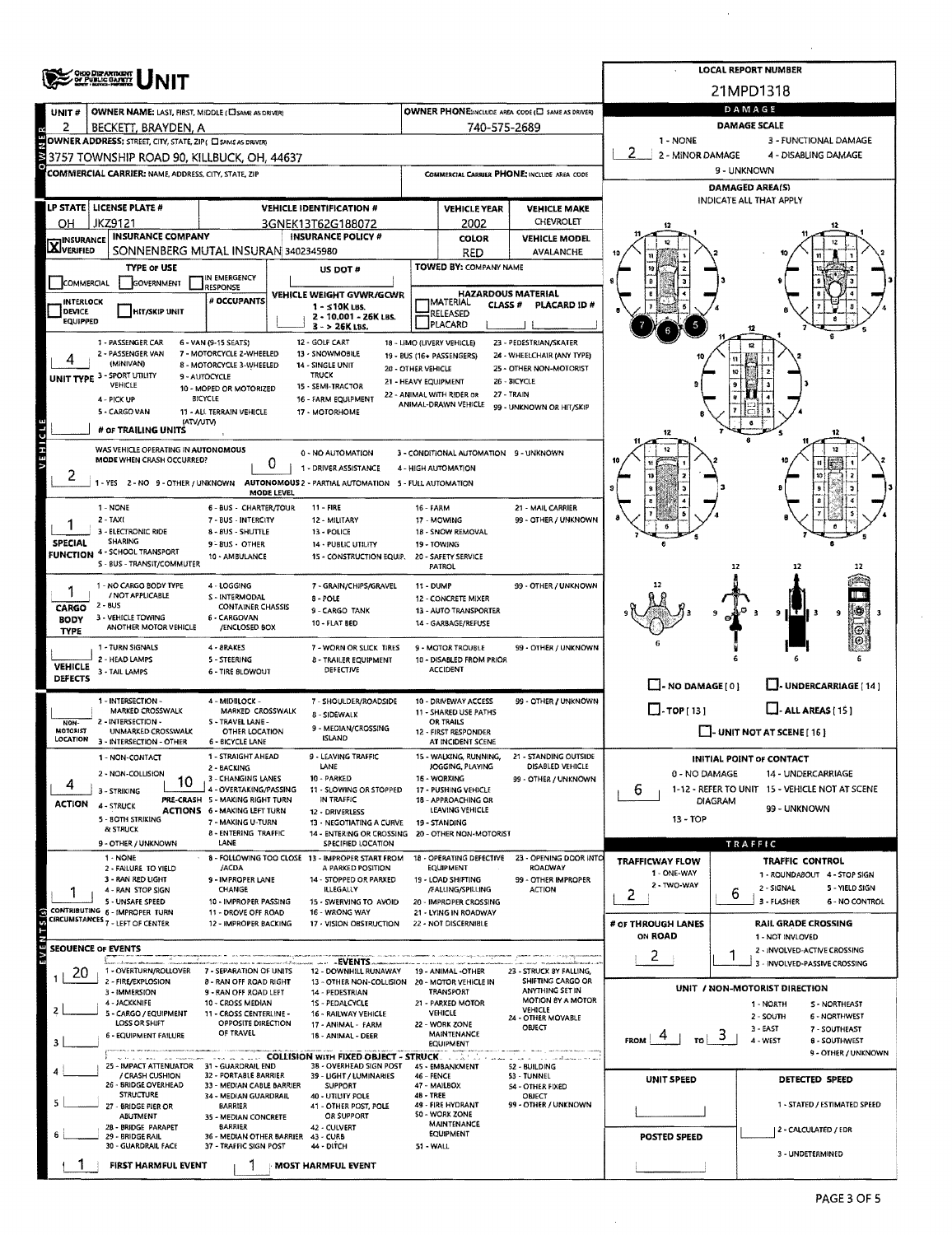# UNIT

**LOCAL REPORT NUMBER:** 21MPD1318

| UNIT # | OWNER NAME: LAST, FIRST, MIDDLE ( ☐ SAME AS DRIVER) | OWNER PHONE: INCLUDE AREA CODE ( ☐ SAME AS DRIVER) |
| --- | --- | --- |
| 2 | BECKETT, BRAYDEN, A | 740-575-2689 |

**OWNER ADDRESS:** STREET, CITY, STATE, ZIP ( ☐ SAME AS DRIVER)
3757 TOWNSHIP ROAD 90, KILLBUCK, OH, 44637

**COMMERCIAL CARRIER:** NAME, ADDRESS, CITY, STATE, ZIP | **COMMERCIAL CARRIER PHONE:** INCLUDE AREA CODE

| LP STATE | LICENSE PLATE # | VEHICLE IDENTIFICATION # | VEHICLE YEAR | VEHICLE MAKE |
| --- | --- | --- | --- | --- |
| OH | JKZ9121 | 3GNEK13T62G188072 | 2002 | CHEVROLET |

| INSURANCE | INSURANCE COMPANY | INSURANCE POLICY # | COLOR | VEHICLE MODEL |
| --- | --- | --- | --- | --- |
| X VERIFIED | SONNENBERG MUTAL INSURAN | 3402345980 | RED | AVALANCHE |

**TYPE OF USE:** ☐ COMMERCIAL ☐ GOVERNMENT ☐ IN EMERGENCY RESPONSE
**US DOT #:**
**TOWED BY:** COMPANY NAME

☐ INTERLOCK DEVICE EQUIPPED ☐ HIT/SKIP UNIT
**# OCCUPANTS:**
**VEHICLE WEIGHT GVWR/GCWR:** 1 - ≤10K LBS. 2 - 10.001 - 26K LBS. 3 - > 26K LBS.
**HAZARDOUS MATERIAL:** ☐ MATERIAL RELEASED ☐ PLACARD CLASS # PLACARD ID #

**UNIT TYPE:** 4
1 - PASSENGER CAR, 2 - PASSENGER VAN (MINIVAN), 3 - SPORT UTILITY VEHICLE, 4 - PICK UP, 5 - CARGO VAN, 6 - VAN (9-15 SEATS), 7 - MOTORCYCLE 2-WHEELED, 8 - MOTORCYCLE 3-WHEELED, 9 - AUTOCYCLE, 10 - MOPED OR MOTORIZED BICYCLE, 11 - ALL TERRAIN VEHICLE (ATV/UTV), 12 - GOLF CART, 13 - SNOWMOBILE, 14 - SINGLE UNIT TRUCK, 15 - SEMI-TRACTOR, 16 - FARM EQUIPMENT, 17 - MOTORHOME, 18 - LIMO (LIVERY VEHICLE), 19 - BUS (16+ PASSENGERS), 20 - OTHER VEHICLE, 21 - HEAVY EQUIPMENT, 22 - ANIMAL WITH RIDER OR ANIMAL-DRAWN VEHICLE, 23 - PEDESTRIAN/SKATER, 24 - WHEELCHAIR (ANY TYPE), 25 - OTHER NON-MOTORIST, 26 - BICYCLE, 27 - TRAIN, 99 - UNKNOWN OR HIT/SKIP

**# OF TRAILING UNITS:**

**WAS VEHICLE OPERATING IN AUTONOMOUS MODE WHEN CRASH OCCURRED?** 2
1 - YES 2 - NO 9 - OTHER / UNKNOWN
**AUTONOMOUS MODE LEVEL:** 0
0 - NO AUTOMATION, 1 - DRIVER ASSISTANCE, 2 - PARTIAL AUTOMATION, 3 - CONDITIONAL AUTOMATION, 4 - HIGH AUTOMATION, 5 - FULL AUTOMATION, 9 - UNKNOWN

**SPECIAL FUNCTION:** 1
1 - NONE, 2 - TAXI, 3 - ELECTRONIC RIDE SHARING, 4 - SCHOOL TRANSPORT, 5 - BUS - TRANSIT/COMMUTER, 6 - BUS - CHARTER/TOUR, 7 - BUS - INTERCITY, 8 - BUS - SHUTTLE, 9 - BUS - OTHER, 10 - AMBULANCE, 11 - FIRE, 12 - MILITARY, 13 - POLICE, 14 - PUBLIC UTILITY, 15 - CONSTRUCTION EQUIP., 16 - FARM, 17 - MOWING, 18 - SNOW REMOVAL, 19 - TOWING, 20 - SAFETY SERVICE PATROL, 21 - MAIL CARRIER, 99 - OTHER / UNKNOWN

**CARGO BODY TYPE:** 1
1 - NO CARGO BODY TYPE / NOT APPLICABLE, 2 - BUS, 3 - VEHICLE TOWING ANOTHER MOTOR VEHICLE, 4 - LOGGING, 5 - INTERMODAL CONTAINER CHASSIS, 6 - CARGOVAN /ENCLOSED BOX, 7 - GRAIN/CHIPS/GRAVEL, 8 - POLE, 9 - CARGO TANK, 10 - FLAT BED, 11 - DUMP, 12 - CONCRETE MIXER, 13 - AUTO TRANSPORTER, 14 - GARBAGE/REFUSE, 99 - OTHER / UNKNOWN

**VEHICLE DEFECTS:**
1 - TURN SIGNALS, 2 - HEAD LAMPS, 3 - TAIL LAMPS, 4 - BRAKES, 5 - STEERING, 6 - TIRE BLOWOUT, 7 - WORN OR SLICK TIRES, 8 - TRAILER EQUIPMENT DEFECTIVE, 9 - MOTOR TROUBLE, 10 - DISABLED FROM PRIOR ACCIDENT, 99 - OTHER / UNKNOWN

**NON-MOTORIST LOCATION:**
1 - INTERSECTION - MARKED CROSSWALK, 2 - INTERSECTION - UNMARKED CROSSWALK, 3 - INTERSECTION - OTHER, 4 - MIDBLOCK - MARKED CROSSWALK, 5 - TRAVEL LANE - OTHER LOCATION, 6 - BICYCLE LANE, 7 - SHOULDER/ROADSIDE, 8 - SIDEWALK, 9 - MEDIAN/CROSSING ISLAND, 10 - DRIVEWAY ACCESS, 11 - SHARED USE PATHS OR TRAILS, 12 - FIRST RESPONDER AT INCIDENT SCENE, 99 - OTHER / UNKNOWN

**ACTION:** 4
1 - NON-CONTACT, 2 - NON-COLLISION, 3 - STRIKING, 4 - STRUCK, 5 - BOTH STRIKING & STRUCK, 9 - OTHER / UNKNOWN

**PRE-CRASH ACTIONS:** 10
1 - STRAIGHT AHEAD, 2 - BACKING, 3 - CHANGING LANES, 4 - OVERTAKING/PASSING, 5 - MAKING RIGHT TURN, 6 - MAKING LEFT TURN, 7 - MAKING U-TURN, 8 - ENTERING TRAFFIC LANE, 9 - LEAVING TRAFFIC LANE, 10 - PARKED, 11 - SLOWING OR STOPPED IN TRAFFIC, 12 - DRIVERLESS, 13 - NEGOTIATING A CURVE, 14 - ENTERING OR CROSSING SPECIFIED LOCATION, 15 - WALKING, RUNNING, JOGGING, PLAYING, 16 - WORKING, 17 - PUSHING VEHICLE, 18 - APPROACHING OR LEAVING VEHICLE, 19 - STANDING, 20 - OTHER NON-MOTORIST, 21 - STANDING OUTSIDE DISABLED VEHICLE, 99 - OTHER / UNKNOWN

**CONTRIBUTING CIRCUMSTANCES:** 1
1 - NONE, 2 - FAILURE TO YIELD, 3 - RAN RED LIGHT, 4 - RAN STOP SIGN, 5 - UNSAFE SPEED, 6 - IMPROPER TURN, 7 - LEFT OF CENTER, 8 - FOLLOWING TOO CLOSE /ACDA, 9 - IMPROPER LANE CHANGE, 10 - IMPROPER PASSING, 11 - DROVE OFF ROAD, 12 - IMPROPER BACKING, 13 - IMPROPER START FROM A PARKED POSITION, 14 - STOPPED OR PARKED ILLEGALLY, 15 - SWERVING TO AVOID, 16 - WRONG WAY, 17 - VISION OBSTRUCTION, 18 - OPERATING DEFECTIVE EQUIPMENT, 19 - LOAD SHIFTING /FALLING/SPILLING, 20 - IMPROPER CROSSING, 21 - LYING IN ROADWAY, 22 - NOT DISCERNIBLE, 23 - OPENING DOOR INTO ROADWAY, 99 - OTHER IMPROPER ACTION

**SEQUENCE OF EVENTS**

| # | Event |
| --- | --- |
| 1 | 20 |
| 2 | |
| 3 | |
| 4 | |
| 5 | |
| 6 | |

**EVENTS:** 1 - OVERTURN/ROLLOVER, 2 - FIRE/EXPLOSION, 3 - IMMERSION, 4 - JACKKNIFE, 5 - CARGO / EQUIPMENT LOSS OR SHIFT, 6 - EQUIPMENT FAILURE, 7 - SEPARATION OF UNITS, 8 - RAN OFF ROAD RIGHT, 9 - RAN OFF ROAD LEFT, 10 - CROSS MEDIAN, 11 - CROSS CENTERLINE - OPPOSITE DIRECTION OF TRAVEL, 12 - DOWNHILL RUNAWAY, 13 - OTHER NON-COLLISION, 14 - PEDESTRIAN, 15 - PEDALCYCLE, 16 - RAILWAY VEHICLE, 17 - ANIMAL - FARM, 18 - ANIMAL - DEER, 19 - ANIMAL -OTHER, 20 - MOTOR VEHICLE IN TRANSPORT, 21 - PARKED MOTOR VEHICLE, 22 - WORK ZONE MAINTENANCE EQUIPMENT, 23 - STRUCK BY FALLING, SHIFTING CARGO OR ANYTHING SET IN MOTION BY A MOTOR VEHICLE, 24 - OTHER MOVABLE OBJECT

**COLLISION WITH FIXED OBJECT - STRUCK:** 25 - IMPACT ATTENUATOR / CRASH CUSHION, 26 - BRIDGE OVERHEAD STRUCTURE, 27 - BRIDGE PIER OR ABUTMENT, 28 - BRIDGE PARAPET, 29 - BRIDGE RAIL, 30 - GUARDRAIL FACE, 31 - GUARDRAIL END, 32 - PORTABLE BARRIER, 33 - MEDIAN CABLE BARRIER, 34 - MEDIAN GUARDRAIL BARRIER, 35 - MEDIAN CONCRETE BARRIER, 36 - MEDIAN OTHER BARRIER, 37 - TRAFFIC SIGN POST, 38 - OVERHEAD SIGN POST, 39 - LIGHT / LUMINARIES SUPPORT, 40 - UTILITY POLE, 41 - OTHER POST, POLE OR SUPPORT, 42 - CULVERT, 43 - CURB, 44 - DITCH, 45 - EMBANKMENT, 46 - FENCE, 47 - MAILBOX, 48 - TREE, 49 - FIRE HYDRANT, 50 - WORK ZONE MAINTENANCE EQUIPMENT, 51 - WALL, 52 - BUILDING, 53 - TUNNEL, 54 - OTHER FIXED OBJECT, 99 - OTHER / UNKNOWN

**FIRST HARMFUL EVENT:** 1 **MOST HARMFUL EVENT:** 1

## DAMAGE

**DAMAGE SCALE:** 2
1 - NONE, 2 - MINOR DAMAGE, 3 - FUNCTIONAL DAMAGE, 4 - DISABLING DAMAGE, 9 - UNKNOWN

**DAMAGED AREA(S)** INDICATE ALL THAT APPLY: 5, 6, 7

☐ - NO DAMAGE [ 0 ] ☐ - UNDERCARRIAGE [ 14 ]
☐ - TOP [ 13 ] ☐ - ALL AREAS [ 15 ]
☐ - UNIT NOT AT SCENE [ 16 ]

**INITIAL POINT OF CONTACT:** 6
0 - NO DAMAGE, 1-12 - REFER TO UNIT DIAGRAM, 13 - TOP, 14 - UNDERCARRIAGE, 15 - VEHICLE NOT AT SCENE, 99 - UNKNOWN

## TRAFFIC

**TRAFFICWAY FLOW:** 2
1 - ONE-WAY, 2 - TWO-WAY

**TRAFFIC CONTROL:** 6
1 - ROUNDABOUT, 2 - SIGNAL, 3 - FLASHER, 4 - STOP SIGN, 5 - YIELD SIGN, 6 - NO CONTROL

**# OF THROUGH LANES ON ROAD:** 2

**RAIL GRADE CROSSING:** 1
1 - NOT INVLOVED, 2 - INVOLVED-ACTIVE CROSSING, 3 - INVOLVED-PASSIVE CROSSING

**UNIT / NON-MOTORIST DIRECTION:** FROM 4 TO 3
1 - NORTH, 2 - SOUTH, 3 - EAST, 4 - WEST, 5 - NORTHEAST, 6 - NORTHWEST, 7 - SOUTHEAST, 8 - SOUTHWEST, 9 - OTHER / UNKNOWN

**UNIT SPEED:**
**POSTED SPEED:**

**DETECTED SPEED:**
1 - STATED / ESTIMATED SPEED, 2 - CALCULATED / EDR, 3 - UNDETERMINED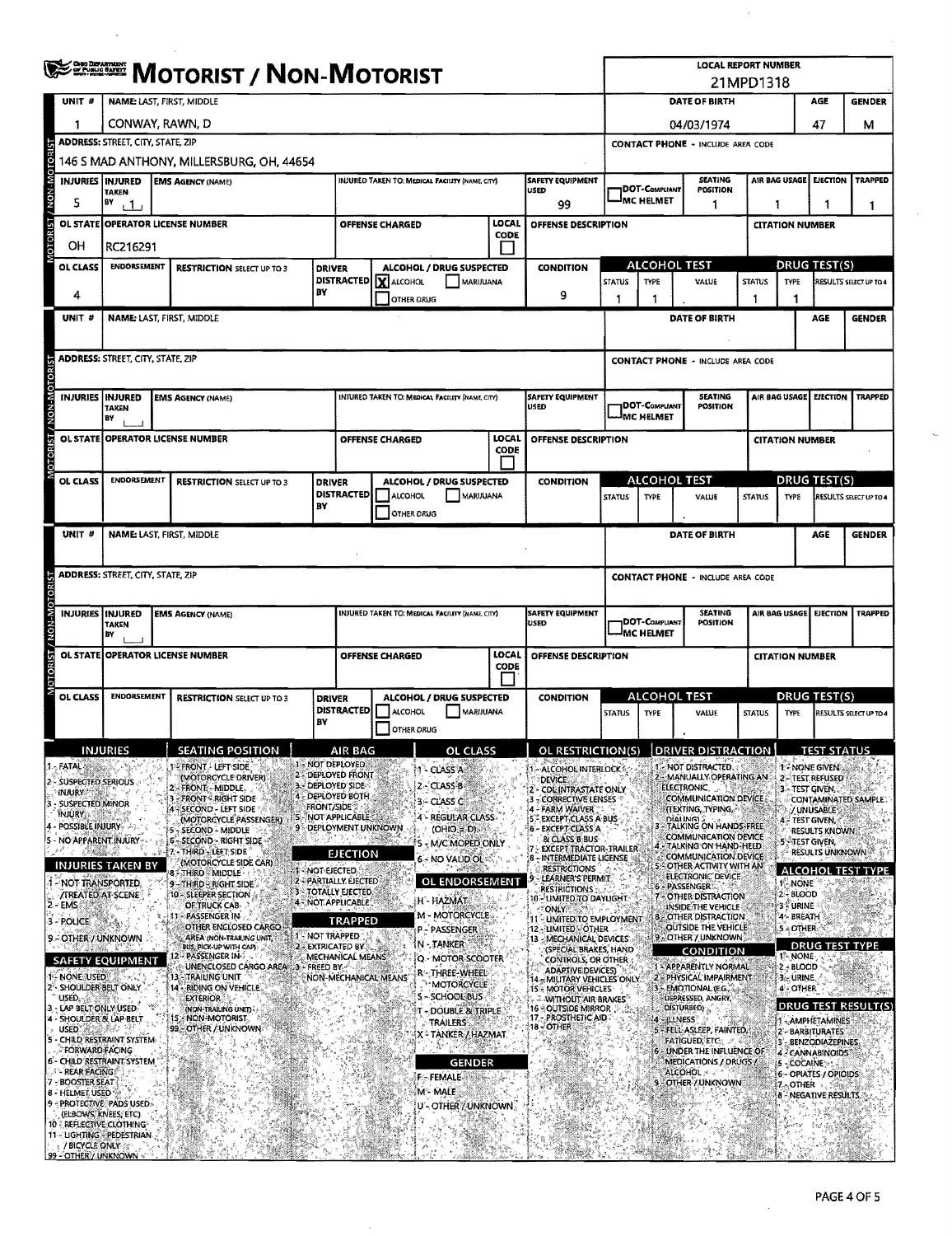# MOTORIST / NON-MOTORIST

**LOCAL REPORT NUMBER:** 21MPD1318

## Unit 1

| UNIT # | NAME: LAST, FIRST, MIDDLE | DATE OF BIRTH | AGE | GENDER |
|---|---|---|---|---|
| 1 | CONWAY, RAWN, D | 04/03/1974 | 47 | M |

| ADDRESS: STREET, CITY, STATE, ZIP | CONTACT PHONE - INCLUDE AREA CODE |
|---|---|
| 146 S MAD ANTHONY, MILLERSBURG, OH, 44654 | |

| INJURIES | INJURED TAKEN BY | EMS AGENCY (NAME) | INJURED TAKEN TO: MEDICAL FACILITY (NAME, CITY) | SAFETY EQUIPMENT USED | DOT-COMPLIANT MC HELMET | SEATING POSITION | AIR BAG USAGE | EJECTION | TRAPPED |
|---|---|---|---|---|---|---|---|---|---|
| 5 | 1 | | | 99 | | 1 | 1 | 1 | 1 |

| OL STATE | OPERATOR LICENSE NUMBER | OFFENSE CHARGED | LOCAL CODE | OFFENSE DESCRIPTION | CITATION NUMBER |
|---|---|---|---|---|---|
| OH | RC216291 | | | | |

| OL CLASS | ENDORSEMENT | RESTRICTION SELECT UP TO 3 | DRIVER DISTRACTED BY | ALCOHOL / DRUG SUSPECTED | CONDITION | ALCOHOL TEST STATUS | ALCOHOL TEST TYPE | ALCOHOL TEST VALUE | DRUG TEST STATUS | DRUG TEST TYPE | RESULTS SELECT UP TO 4 |
|---|---|---|---|---|---|---|---|---|---|---|---|
| 4 | | | | [X] ALCOHOL [ ] MARIJUANA [ ] OTHER DRUG | 9 | 1 | 1 | . | 1 | 1 | |

## Unit (blank)

| UNIT # | NAME: LAST, FIRST, MIDDLE | DATE OF BIRTH | AGE | GENDER |
|---|---|---|---|---|
| | | | | |

| ADDRESS: STREET, CITY, STATE, ZIP | CONTACT PHONE - INCLUDE AREA CODE |
|---|---|
| | |

| INJURIES | INJURED TAKEN BY | EMS AGENCY (NAME) | INJURED TAKEN TO: MEDICAL FACILITY (NAME, CITY) | SAFETY EQUIPMENT USED | DOT-COMPLIANT MC HELMET | SEATING POSITION | AIR BAG USAGE | EJECTION | TRAPPED |
|---|---|---|---|---|---|---|---|---|---|
| | | | | | | | | | |

| OL STATE | OPERATOR LICENSE NUMBER | OFFENSE CHARGED | LOCAL CODE | OFFENSE DESCRIPTION | CITATION NUMBER |
|---|---|---|---|---|---|
| | | | | | |

| OL CLASS | ENDORSEMENT | RESTRICTION SELECT UP TO 3 | DRIVER DISTRACTED BY | ALCOHOL / DRUG SUSPECTED | CONDITION | ALCOHOL TEST STATUS | ALCOHOL TEST TYPE | ALCOHOL TEST VALUE | DRUG TEST STATUS | DRUG TEST TYPE | RESULTS SELECT UP TO 4 |
|---|---|---|---|---|---|---|---|---|---|---|---|
| | | | | [ ] ALCOHOL [ ] MARIJUANA [ ] OTHER DRUG | | | | . | | | |

## Unit (blank)

| UNIT # | NAME: LAST, FIRST, MIDDLE | DATE OF BIRTH | AGE | GENDER |
|---|---|---|---|---|
| | | | | |

| ADDRESS: STREET, CITY, STATE, ZIP | CONTACT PHONE - INCLUDE AREA CODE |
|---|---|
| | |

| INJURIES | INJURED TAKEN BY | EMS AGENCY (NAME) | INJURED TAKEN TO: MEDICAL FACILITY (NAME, CITY) | SAFETY EQUIPMENT USED | DOT-COMPLIANT MC HELMET | SEATING POSITION | AIR BAG USAGE | EJECTION | TRAPPED |
|---|---|---|---|---|---|---|---|---|---|
| | | | | | | | | | |

| OL STATE | OPERATOR LICENSE NUMBER | OFFENSE CHARGED | LOCAL CODE | OFFENSE DESCRIPTION | CITATION NUMBER |
|---|---|---|---|---|---|
| | | | | | |

| OL CLASS | ENDORSEMENT | RESTRICTION SELECT UP TO 3 | DRIVER DISTRACTED BY | ALCOHOL / DRUG SUSPECTED | CONDITION | ALCOHOL TEST STATUS | ALCOHOL TEST TYPE | ALCOHOL TEST VALUE | DRUG TEST STATUS | DRUG TEST TYPE | RESULTS SELECT UP TO 4 |
|---|---|---|---|---|---|---|---|---|---|---|---|
| | | | | [ ] ALCOHOL [ ] MARIJUANA [ ] OTHER DRUG | | | | . | | | |

## Code Legend

**INJURIES**
1 - FATAL
2 - SUSPECTED SERIOUS INJURY
3 - SUSPECTED MINOR INJURY
4 - POSSIBLE INJURY
5 - NO APPARENT INJURY

**INJURIES TAKEN BY**
1 - NOT TRANSPORTED /TREATED AT SCENE
2 - EMS
3 - POLICE
9 - OTHER / UNKNOWN

**SAFETY EQUIPMENT**
1 - NONE USED
2 - SHOULDER BELT ONLY USED
3 - LAP BELT ONLY USED
4 - SHOULDER & LAP BELT USED
5 - CHILD RESTRAINT SYSTEM - FORWARD FACING
6 - CHILD RESTRAINT SYSTEM - REAR FACING
7 - BOOSTER SEAT
8 - HELMET USED
9 - PROTECTIVE PADS USED (ELBOWS, KNEES, ETC)
10 - REFLECTIVE CLOTHING
11 - LIGHTING - PEDESTRIAN / BICYCLE ONLY
99 - OTHER / UNKNOWN

**SEATING POSITION**
1 - FRONT - LEFT SIDE (MOTORCYCLE DRIVER)
2 - FRONT - MIDDLE
3 - FRONT - RIGHT SIDE
4 - SECOND - LEFT SIDE (MOTORCYCLE PASSENGER)
5 - SECOND - MIDDLE
6 - SECOND - RIGHT SIDE
7 - THIRD - LEFT SIDE (MOTORCYCLE SIDE CAR)
8 - THIRD - MIDDLE
9 - THIRD - RIGHT SIDE
10 - SLEEPER SECTION OF TRUCK CAB
11 - PASSENGER IN OTHER ENCLOSED CARGO AREA (NON-TRAILING UNIT, BUS, PICK-UP WITH CAP)
12 - PASSENGER IN UNENCLOSED CARGO AREA
13 - TRAILING UNIT
14 - RIDING ON VEHICLE EXTERIOR (NON-TRAILING UNIT)
15 - NON-MOTORIST
99 - OTHER / UNKNOWN

**AIR BAG**
1 - NOT DEPLOYED
2 - DEPLOYED FRONT
3 - DEPLOYED SIDE
4 - DEPLOYED BOTH FRONT/SIDE
5 - NOT APPLICABLE
9 - DEPLOYMENT UNKNOWN

**EJECTION**
1 - NOT EJECTED
2 - PARTIALLY EJECTED
3 - TOTALLY EJECTED
4 - NOT APPLICABLE

**TRAPPED**
1 - NOT TRAPPED
2 - EXTRICATED BY MECHANICAL MEANS
3 - FREED BY NON-MECHANICAL MEANS

**OL CLASS**
1 - CLASS A
2 - CLASS B
3 - CLASS C
4 - REGULAR CLASS (OHIO = D)
5 - M/C MOPED ONLY
6 - NO VALID OL

**OL ENDORSEMENT**
H - HAZMAT
M - MOTORCYCLE
P - PASSENGER
N - TANKER
Q - MOTOR SCOOTER
R - THREE-WHEEL MOTORCYCLE
S - SCHOOL BUS
T - DOUBLE & TRIPLE TRAILERS
X - TANKER / HAZMAT

**GENDER**
F - FEMALE
M - MALE
U - OTHER / UNKNOWN

**OL RESTRICTION(S)**
1 - ALCOHOL INTERLOCK DEVICE
2 - CDL INTRASTATE ONLY
3 - CORRECTIVE LENSES
4 - FARM WAIVER
5 - EXCEPT CLASS A BUS
6 - EXCEPT CLASS A & CLASS B BUS
7 - EXCEPT TRACTOR-TRAILER
8 - INTERMEDIATE LICENSE RESTRICTIONS
9 - LEARNER'S PERMIT RESTRICTIONS
10 - LIMITED TO DAYLIGHT ONLY
11 - LIMITED TO EMPLOYMENT
12 - LIMITED - OTHER
13 - MECHANICAL DEVICES (SPECIAL BRAKES, HAND CONTROLS, OR OTHER ADAPTIVE DEVICES)
14 - MILITARY VEHICLES ONLY
15 - MOTOR VEHICLES WITHOUT AIR BRAKES
16 - OUTSIDE MIRROR
17 - PROSTHETIC AID
18 - OTHER

**DRIVER DISTRACTION**
1 - NOT DISTRACTED
2 - MANUALLY OPERATING AN ELECTRONIC COMMUNICATION DEVICE (TEXTING, TYPING, DIALING)
3 - TALKING ON HANDS-FREE COMMUNICATION DEVICE
4 - TALKING ON HAND-HELD COMMUNICATION DEVICE
5 - OTHER ACTIVITY WITH AN ELECTRONIC DEVICE
6 - PASSENGER
7 - OTHER DISTRACTION INSIDE THE VEHICLE
8 - OTHER DISTRACTION OUTSIDE THE VEHICLE
9 - OTHER / UNKNOWN

**CONDITION**
1 - APPARENTLY NORMAL
2 - PHYSICAL IMPAIRMENT
3 - EMOTIONAL (E.G., DEPRESSED, ANGRY, DISTURBED)
4 - ILLNESS
5 - FELL ASLEEP, FAINTED, FATIGUED, ETC.
6 - UNDER THE INFLUENCE OF MEDICATIONS / DRUGS / ALCOHOL
9 - OTHER / UNKNOWN

**TEST STATUS**
1 - NONE GIVEN
2 - TEST REFUSED
3 - TEST GIVEN, CONTAMINATED SAMPLE / UNUSABLE
4 - TEST GIVEN, RESULTS KNOWN
5 - TEST GIVEN, RESULTS UNKNOWN

**ALCOHOL TEST TYPE**
1 - NONE
2 - BLOOD
3 - URINE
4 - BREATH
5 - OTHER

**DRUG TEST TYPE**
1 - NONE
2 - BLOOD
3 - URINE
4 - OTHER

**DRUG TEST RESULT(S)**
1 - AMPHETAMINES
2 - BARBITURATES
3 - BENZODIAZEPINES
4 - CANNABINOIDS
5 - COCAINE
6 - OPIATES / OPIOIDS
7 - OTHER
8 - NEGATIVE RESULTS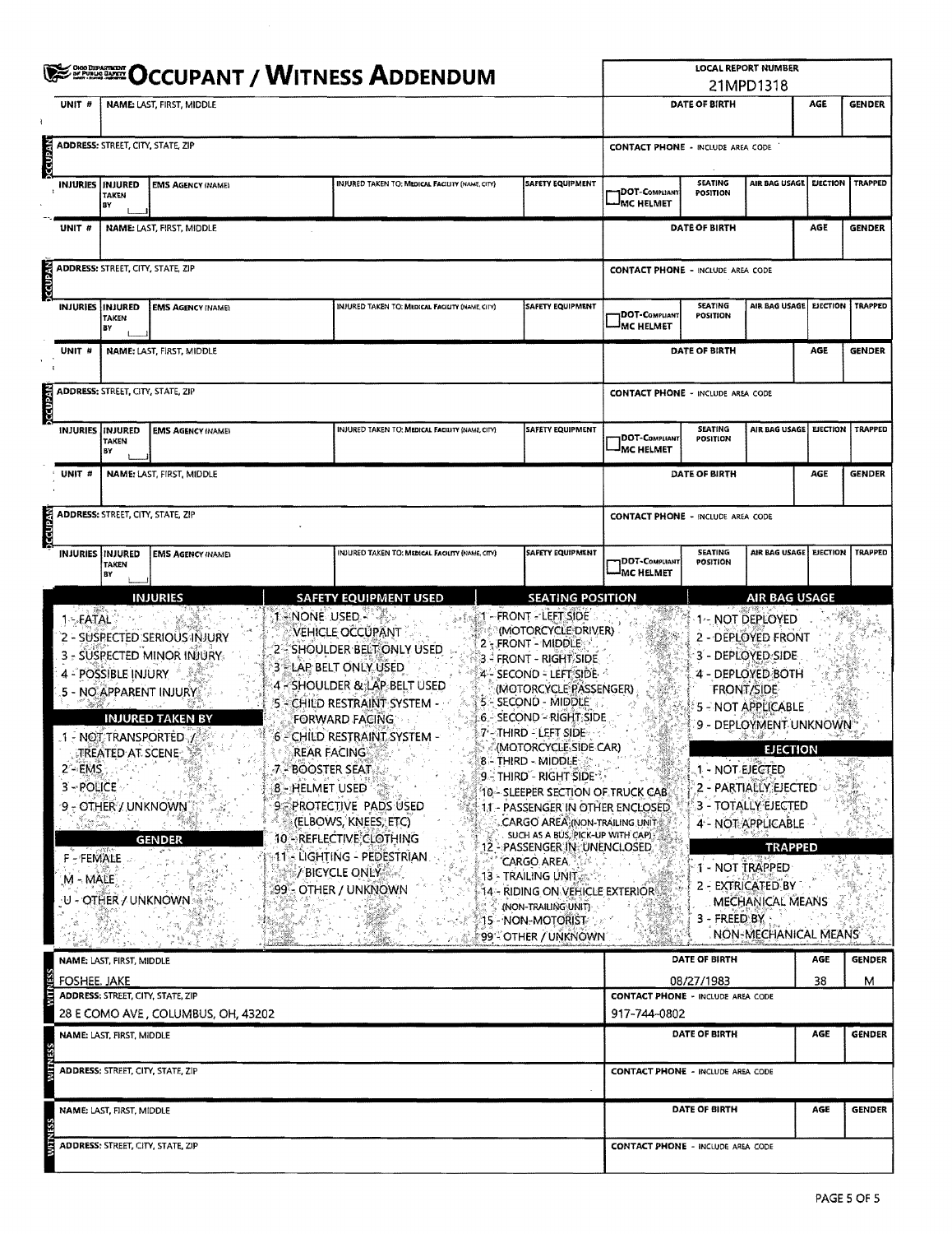# OCCUPANT / WITNESS ADDENDUM

**LOCAL REPORT NUMBER:** 21MPD1318

## OCCUPANT

| UNIT # | NAME: LAST, FIRST, MIDDLE | DATE OF BIRTH | AGE | GENDER |
|---|---|---|---|---|
| | | | | |

| ADDRESS: STREET, CITY, STATE, ZIP | CONTACT PHONE - INCLUDE AREA CODE |
|---|---|
| | |

| INJURIES | INJURED TAKEN BY | EMS AGENCY (NAME) | INJURED TAKEN TO: MEDICAL FACILITY (NAME, CITY) | SAFETY EQUIPMENT | DOT-COMPLIANT MC HELMET | SEATING POSITION | AIR BAG USAGE | EJECTION | TRAPPED |
|---|---|---|---|---|---|---|---|---|---|
| | | | | | | | | | |

## OCCUPANT

| UNIT # | NAME: LAST, FIRST, MIDDLE | DATE OF BIRTH | AGE | GENDER |
|---|---|---|---|---|
| | | | | |

| ADDRESS: STREET, CITY, STATE, ZIP | CONTACT PHONE - INCLUDE AREA CODE |
|---|---|
| | |

| INJURIES | INJURED TAKEN BY | EMS AGENCY (NAME) | INJURED TAKEN TO: MEDICAL FACILITY (NAME, CITY) | SAFETY EQUIPMENT | DOT-COMPLIANT MC HELMET | SEATING POSITION | AIR BAG USAGE | EJECTION | TRAPPED |
|---|---|---|---|---|---|---|---|---|---|
| | | | | | | | | | |

## OCCUPANT

| UNIT # | NAME: LAST, FIRST, MIDDLE | DATE OF BIRTH | AGE | GENDER |
|---|---|---|---|---|
| | | | | |

| ADDRESS: STREET, CITY, STATE, ZIP | CONTACT PHONE - INCLUDE AREA CODE |
|---|---|
| | |

| INJURIES | INJURED TAKEN BY | EMS AGENCY (NAME) | INJURED TAKEN TO: MEDICAL FACILITY (NAME, CITY) | SAFETY EQUIPMENT | DOT-COMPLIANT MC HELMET | SEATING POSITION | AIR BAG USAGE | EJECTION | TRAPPED |
|---|---|---|---|---|---|---|---|---|---|
| | | | | | | | | | |

## OCCUPANT

| UNIT # | NAME: LAST, FIRST, MIDDLE | DATE OF BIRTH | AGE | GENDER |
|---|---|---|---|---|
| | | | | |

| ADDRESS: STREET, CITY, STATE, ZIP | CONTACT PHONE - INCLUDE AREA CODE |
|---|---|
| | |

| INJURIES | INJURED TAKEN BY | EMS AGENCY (NAME) | INJURED TAKEN TO: MEDICAL FACILITY (NAME, CITY) | SAFETY EQUIPMENT | DOT-COMPLIANT MC HELMET | SEATING POSITION | AIR BAG USAGE | EJECTION | TRAPPED |
|---|---|---|---|---|---|---|---|---|---|
| | | | | | | | | | |

### INJURIES
1 - FATAL
2 - SUSPECTED SERIOUS INJURY
3 - SUSPECTED MINOR INJURY
4 - POSSIBLE INJURY
5 - NO APPARENT INJURY

### INJURED TAKEN BY
1 - NOT TRANSPORTED / TREATED AT SCENE
2 - EMS
3 - POLICE
9 - OTHER / UNKNOWN

### GENDER
F - FEMALE
M - MALE
U - OTHER / UNKNOWN

### SAFETY EQUIPMENT USED
1 - NONE USED - VEHICLE OCCUPANT
2 - SHOULDER BELT ONLY USED
3 - LAP BELT ONLY USED
4 - SHOULDER & LAP BELT USED
5 - CHILD RESTRAINT SYSTEM - FORWARD FACING
6 - CHILD RESTRAINT SYSTEM - REAR FACING
7 - BOOSTER SEAT
8 - HELMET USED
9 - PROTECTIVE PADS USED (ELBOWS, KNEES, ETC)
10 - REFLECTIVE CLOTHING
11 - LIGHTING - PEDESTRIAN / BICYCLE ONLY
99 - OTHER / UNKNOWN

### SEATING POSITION
1 - FRONT - LEFT SIDE (MOTORCYCLE DRIVER)
2 - FRONT - MIDDLE
3 - FRONT - RIGHT SIDE
4 - SECOND - LEFT SIDE (MOTORCYCLE PASSENGER)
5 - SECOND - MIDDLE
6 - SECOND - RIGHT SIDE
7 - THIRD - LEFT SIDE (MOTORCYCLE SIDE CAR)
8 - THIRD - MIDDLE
9 - THIRD - RIGHT SIDE
10 - SLEEPER SECTION OF TRUCK CAB
11 - PASSENGER IN OTHER ENCLOSED CARGO AREA (NON-TRAILING UNIT SUCH AS A BUS, PICK-UP WITH CAP)
12 - PASSENGER IN UNENCLOSED CARGO AREA
13 - TRAILING UNIT
14 - RIDING ON VEHICLE EXTERIOR (NON-TRAILING UNIT)
15 - NON-MOTORIST
99 - OTHER / UNKNOWN

### AIR BAG USAGE
1 - NOT DEPLOYED
2 - DEPLOYED FRONT
3 - DEPLOYED SIDE
4 - DEPLOYED BOTH FRONT/SIDE
5 - NOT APPLICABLE
9 - DEPLOYMENT UNKNOWN

### EJECTION
1 - NOT EJECTED
2 - PARTIALLY EJECTED
3 - TOTALLY EJECTED
4 - NOT APPLICABLE

### TRAPPED
1 - NOT TRAPPED
2 - EXTRICATED BY MECHANICAL MEANS
3 - FREED BY NON-MECHANICAL MEANS

## WITNESS

| NAME: LAST, FIRST, MIDDLE | DATE OF BIRTH | AGE | GENDER |
|---|---|---|---|
| FOSHEE, JAKE | 08/27/1983 | 38 | M |

| ADDRESS: STREET, CITY, STATE, ZIP | CONTACT PHONE - INCLUDE AREA CODE |
|---|---|
| 28 E COMO AVE , COLUMBUS, OH, 43202 | 917-744-0802 |

## WITNESS

| NAME: LAST, FIRST, MIDDLE | DATE OF BIRTH | AGE | GENDER |
|---|---|---|---|
| | | | |

| ADDRESS: STREET, CITY, STATE, ZIP | CONTACT PHONE - INCLUDE AREA CODE |
|---|---|
| | |

## WITNESS

| NAME: LAST, FIRST, MIDDLE | DATE OF BIRTH | AGE | GENDER |
|---|---|---|---|
| | | | |

| ADDRESS: STREET, CITY, STATE, ZIP | CONTACT PHONE - INCLUDE AREA CODE |
|---|---|
| | |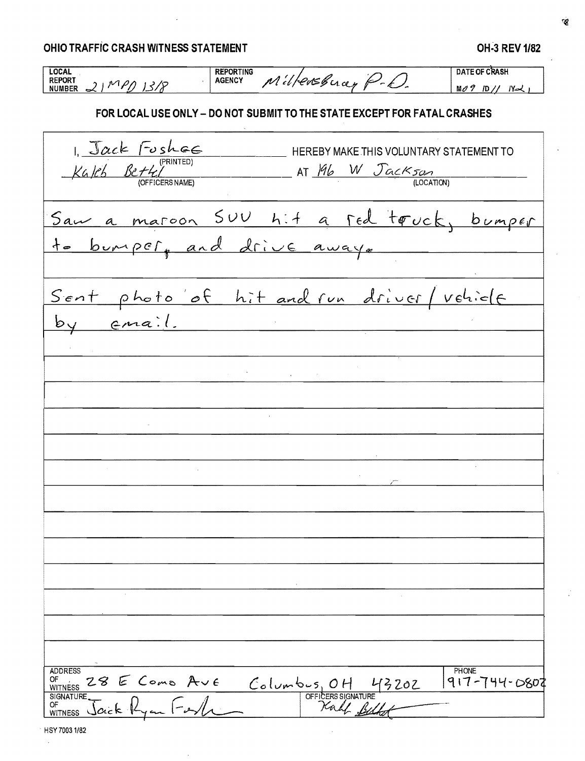**OHIO TRAFFIC CRASH WITNESS STATEMENT** **OH-3 REV 1/82**

| LOCAL REPORT NUMBER | REPORTING AGENCY | DATE OF CRASH |
|---|---|---|
| 21MPD 1318 | Millersburg P.D. | MO 9 ID 11 YR 21 |

**FOR LOCAL USE ONLY – DO NOT SUBMIT TO THE STATE EXCEPT FOR FATAL CRASHES**

I, Jack Foshee (PRINTED) HEREBY MAKE THIS VOLUNTARY STATEMENT TO Kaleb Bethel (OFFICERS NAME) AT 196 W Jackson (LOCATION)

Saw a maroon SUV hit a red truck, bumper to bumper, and drive away.

Sent photo of hit and run driver / vehicle by email.

ADDRESS OF WITNESS: 28 E Como Ave Columbus, OH 43202

PHONE: 917-744-0802

SIGNATURE OF WITNESS: Jack Ryan Foshee

OFFICERS SIGNATURE: Kaleb Bethel

HSY 7003 1/82